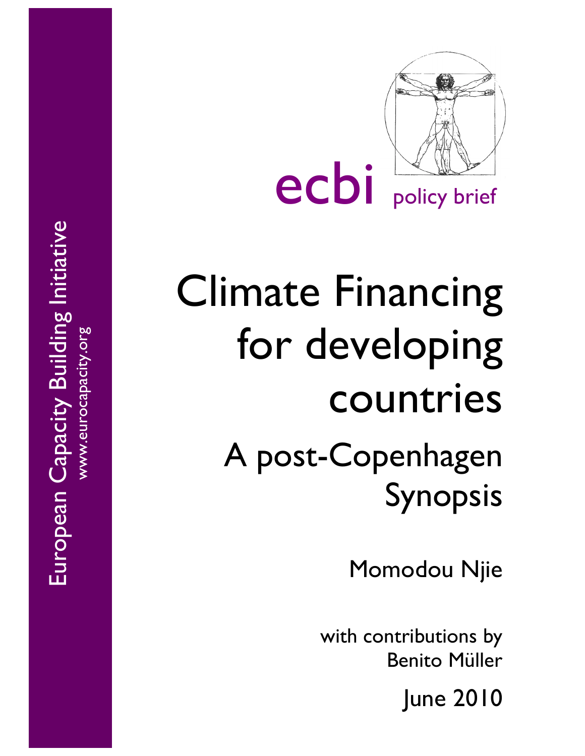European Capacity Building Initiative

www.eurocapacity.org

ecbi policy brief

# Climate Financing for developing countries

## A post-Copenhagen Synopsis

Momodou Njie

with contributions by Benito Müller

June 2010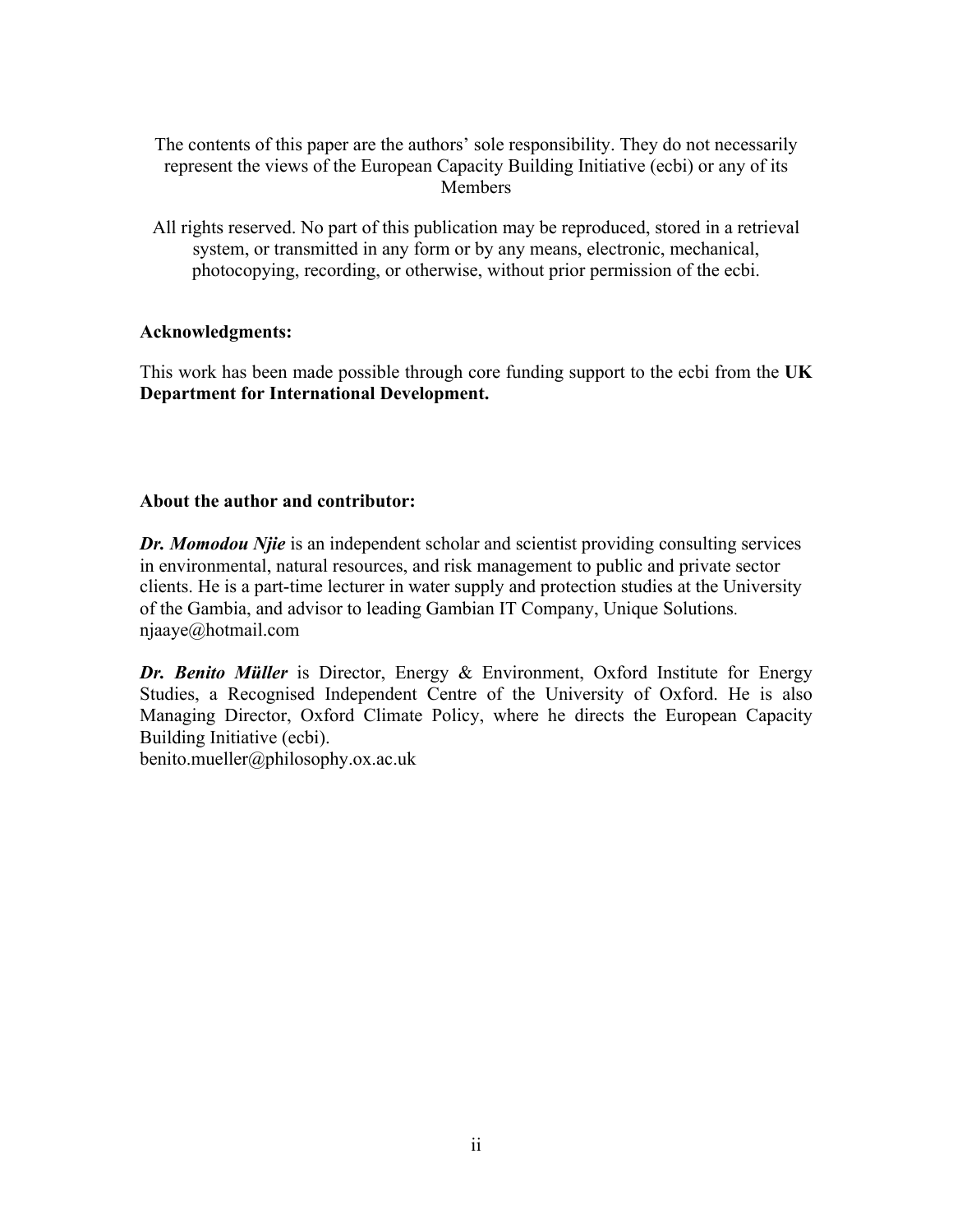The contents of this paper are the authors' sole responsibility. They do not necessarily represent the views of the European Capacity Building Initiative (ecbi) or any of its Members

All rights reserved. No part of this publication may be reproduced, stored in a retrieval system, or transmitted in any form or by any means, electronic, mechanical, photocopying, recording, or otherwise, without prior permission of the ecbi.

**Acknowledgments:**

This work has been made possible through core funding support to the ecbi from the **UK Department for International Development.**

**About the author and contributor:**

***Dr. Momodou Njie*** is an independent scholar and scientist providing consulting services in environmental, natural resources, and risk management to public and private sector clients. He is a part-time lecturer in water supply and protection studies at the University of the Gambia, and advisor to leading Gambian IT Company, Unique Solutions. njaaye@hotmail.com

***Dr. Benito Müller*** is Director, Energy & Environment, Oxford Institute for Energy Studies, a Recognised Independent Centre of the University of Oxford. He is also Managing Director, Oxford Climate Policy, where he directs the European Capacity Building Initiative (ecbi).
benito.mueller@philosophy.ox.ac.uk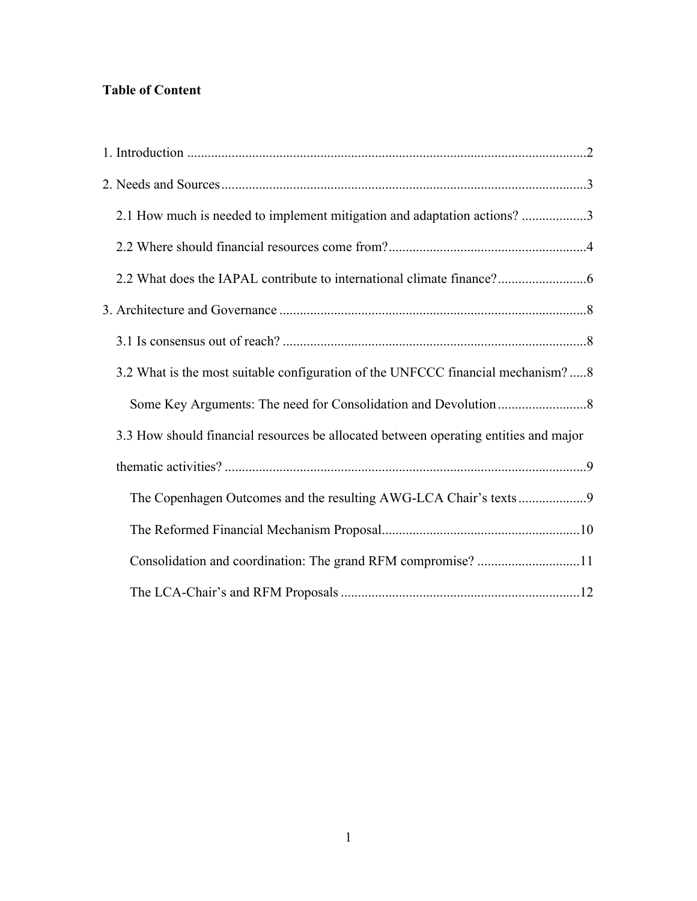**Table of Content**

1. Introduction ....................................................................................................................2

2. Needs and Sources ...........................................................................................................3

   2.1 How much is needed to implement mitigation and adaptation actions? ..................3

   2.2 Where should financial resources come from?..........................................................4

   2.2 What does the IAPAL contribute to international climate finance?..........................6

3. Architecture and Governance ..........................................................................................8

   3.1 Is consensus out of reach? .........................................................................................8

   3.2 What is the most suitable configuration of the UNFCCC financial mechanism? .....8

      Some Key Arguments: The need for Consolidation and Devolution ..........................8

   3.3 How should financial resources be allocated between operating entities and major thematic activities? ..........................................................................................................9

      The Copenhagen Outcomes and the resulting AWG-LCA Chair's texts ....................9

      The Reformed Financial Mechanism Proposal..........................................................10

      Consolidation and coordination: The grand RFM compromise? ..............................11

      The LCA-Chair's and RFM Proposals ......................................................................12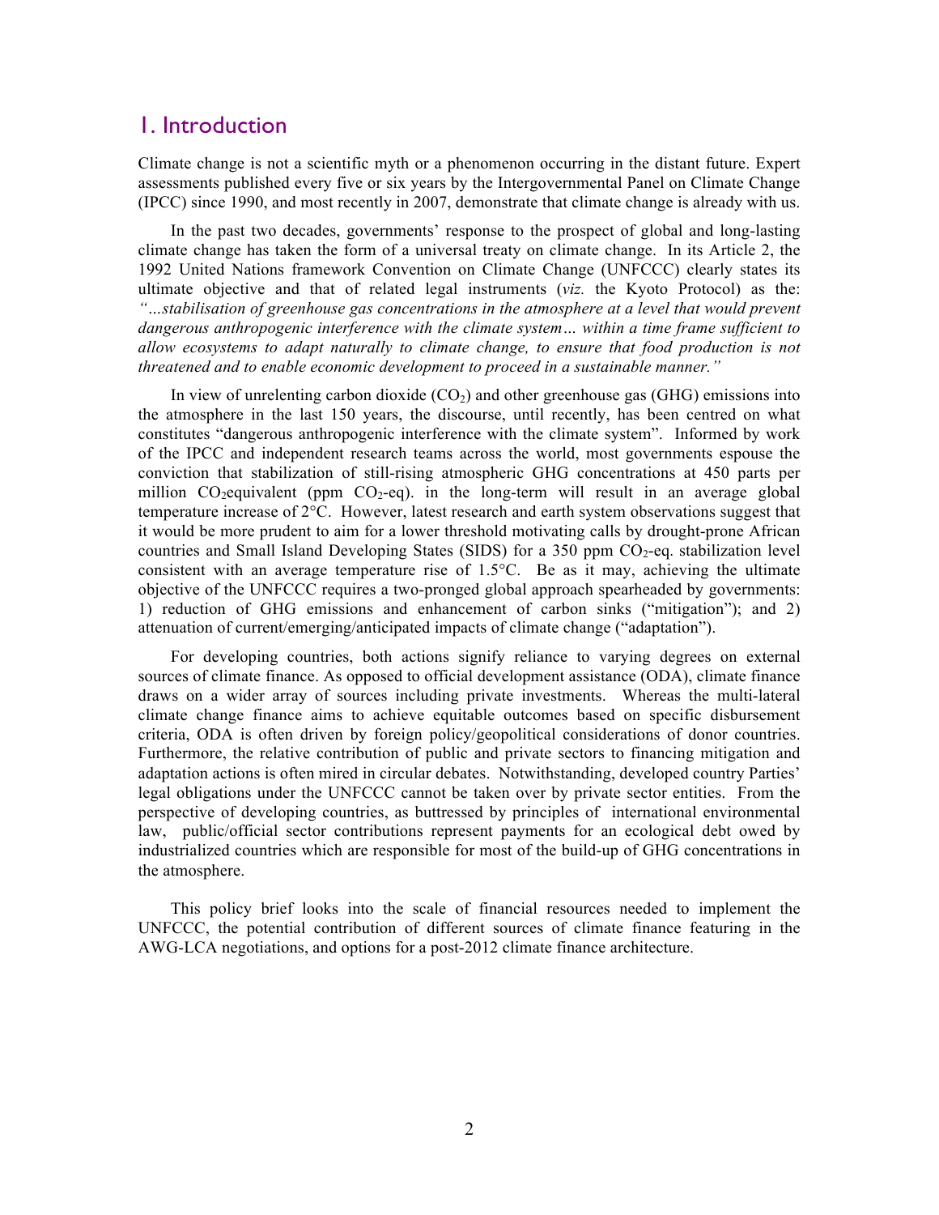## 1. Introduction

Climate change is not a scientific myth or a phenomenon occurring in the distant future. Expert assessments published every five or six years by the Intergovernmental Panel on Climate Change (IPCC) since 1990, and most recently in 2007, demonstrate that climate change is already with us.

In the past two decades, governments' response to the prospect of global and long-lasting climate change has taken the form of a universal treaty on climate change. In its Article 2, the 1992 United Nations framework Convention on Climate Change (UNFCCC) clearly states its ultimate objective and that of related legal instruments (*viz.* the Kyoto Protocol) as the: *"…stabilisation of greenhouse gas concentrations in the atmosphere at a level that would prevent dangerous anthropogenic interference with the climate system… within a time frame sufficient to allow ecosystems to adapt naturally to climate change, to ensure that food production is not threatened and to enable economic development to proceed in a sustainable manner."*

In view of unrelenting carbon dioxide ($CO_2$) and other greenhouse gas (GHG) emissions into the atmosphere in the last 150 years, the discourse, until recently, has been centred on what constitutes "dangerous anthropogenic interference with the climate system". Informed by work of the IPCC and independent research teams across the world, most governments espouse the conviction that stabilization of still-rising atmospheric GHG concentrations at 450 parts per million $CO_2$equivalent (ppm $CO_2$-eq). in the long-term will result in an average global temperature increase of 2°C. However, latest research and earth system observations suggest that it would be more prudent to aim for a lower threshold motivating calls by drought-prone African countries and Small Island Developing States (SIDS) for a 350 ppm $CO_2$-eq. stabilization level consistent with an average temperature rise of 1.5°C. Be as it may, achieving the ultimate objective of the UNFCCC requires a two-pronged global approach spearheaded by governments: 1) reduction of GHG emissions and enhancement of carbon sinks ("mitigation"); and 2) attenuation of current/emerging/anticipated impacts of climate change ("adaptation").

For developing countries, both actions signify reliance to varying degrees on external sources of climate finance. As opposed to official development assistance (ODA), climate finance draws on a wider array of sources including private investments. Whereas the multi-lateral climate change finance aims to achieve equitable outcomes based on specific disbursement criteria, ODA is often driven by foreign policy/geopolitical considerations of donor countries. Furthermore, the relative contribution of public and private sectors to financing mitigation and adaptation actions is often mired in circular debates. Notwithstanding, developed country Parties' legal obligations under the UNFCCC cannot be taken over by private sector entities. From the perspective of developing countries, as buttressed by principles of international environmental law, public/official sector contributions represent payments for an ecological debt owed by industrialized countries which are responsible for most of the build-up of GHG concentrations in the atmosphere.

This policy brief looks into the scale of financial resources needed to implement the UNFCCC, the potential contribution of different sources of climate finance featuring in the AWG-LCA negotiations, and options for a post-2012 climate finance architecture.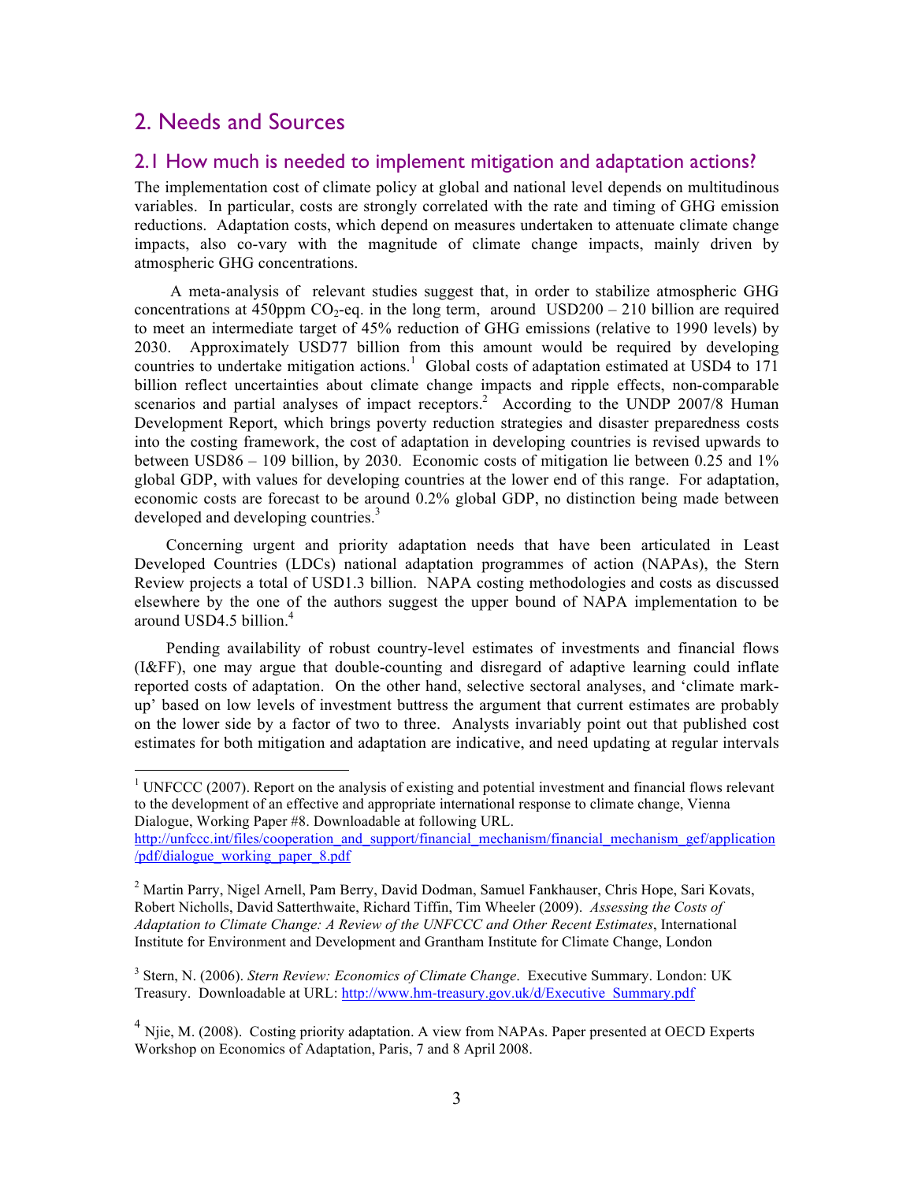# 2. Needs and Sources

## 2.1 How much is needed to implement mitigation and adaptation actions?

The implementation cost of climate policy at global and national level depends on multitudinous variables. In particular, costs are strongly correlated with the rate and timing of GHG emission reductions. Adaptation costs, which depend on measures undertaken to attenuate climate change impacts, also co-vary with the magnitude of climate change impacts, mainly driven by atmospheric GHG concentrations.

A meta-analysis of relevant studies suggest that, in order to stabilize atmospheric GHG concentrations at 450ppm $CO_2$-eq. in the long term, around USD200 – 210 billion are required to meet an intermediate target of 45% reduction of GHG emissions (relative to 1990 levels) by 2030. Approximately USD77 billion from this amount would be required by developing countries to undertake mitigation actions.[1] Global costs of adaptation estimated at USD4 to 171 billion reflect uncertainties about climate change impacts and ripple effects, non-comparable scenarios and partial analyses of impact receptors.[2] According to the UNDP 2007/8 Human Development Report, which brings poverty reduction strategies and disaster preparedness costs into the costing framework, the cost of adaptation in developing countries is revised upwards to between USD86 – 109 billion, by 2030. Economic costs of mitigation lie between 0.25 and 1% global GDP, with values for developing countries at the lower end of this range. For adaptation, economic costs are forecast to be around 0.2% global GDP, no distinction being made between developed and developing countries.[3]

Concerning urgent and priority adaptation needs that have been articulated in Least Developed Countries (LDCs) national adaptation programmes of action (NAPAs), the Stern Review projects a total of USD1.3 billion. NAPA costing methodologies and costs as discussed elsewhere by the one of the authors suggest the upper bound of NAPA implementation to be around USD4.5 billion.[4]

Pending availability of robust country-level estimates of investments and financial flows (I&FF), one may argue that double-counting and disregard of adaptive learning could inflate reported costs of adaptation. On the other hand, selective sectoral analyses, and 'climate mark-up' based on low levels of investment buttress the argument that current estimates are probably on the lower side by a factor of two to three. Analysts invariably point out that published cost estimates for both mitigation and adaptation are indicative, and need updating at regular intervals

---

[1] UNFCCC (2007). Report on the analysis of existing and potential investment and financial flows relevant to the development of an effective and appropriate international response to climate change, Vienna Dialogue, Working Paper #8. Downloadable at following URL. http://unfccc.int/files/cooperation_and_support/financial_mechanism/financial_mechanism_gef/application/pdf/dialogue_working_paper_8.pdf

[2] Martin Parry, Nigel Arnell, Pam Berry, David Dodman, Samuel Fankhauser, Chris Hope, Sari Kovats, Robert Nicholls, David Satterthwaite, Richard Tiffin, Tim Wheeler (2009). *Assessing the Costs of Adaptation to Climate Change: A Review of the UNFCCC and Other Recent Estimates*, International Institute for Environment and Development and Grantham Institute for Climate Change, London

[3] Stern, N. (2006). *Stern Review: Economics of Climate Change*. Executive Summary. London: UK Treasury. Downloadable at URL: http://www.hm-treasury.gov.uk/d/Executive_Summary.pdf

[4] Njie, M. (2008). Costing priority adaptation. A view from NAPAs. Paper presented at OECD Experts Workshop on Economics of Adaptation, Paris, 7 and 8 April 2008.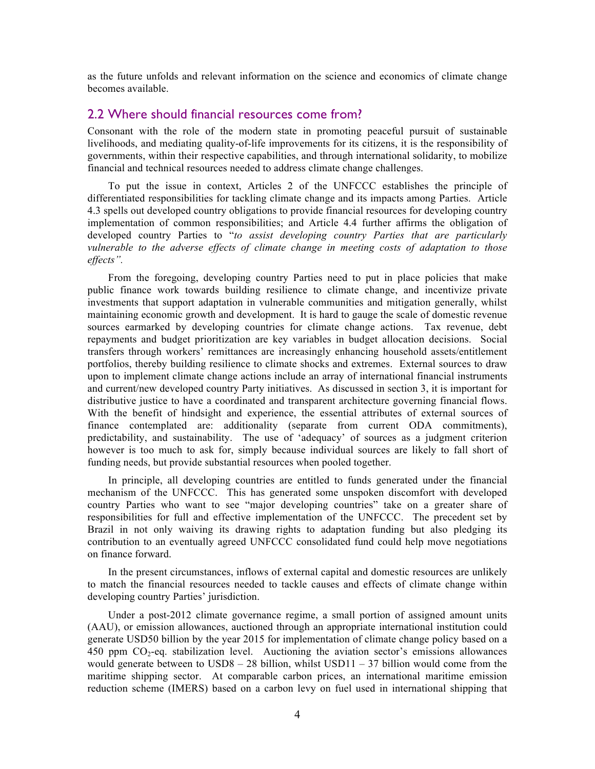as the future unfolds and relevant information on the science and economics of climate change becomes available.

## 2.2 Where should financial resources come from?

Consonant with the role of the modern state in promoting peaceful pursuit of sustainable livelihoods, and mediating quality-of-life improvements for its citizens, it is the responsibility of governments, within their respective capabilities, and through international solidarity, to mobilize financial and technical resources needed to address climate change challenges.

To put the issue in context, Articles 2 of the UNFCCC establishes the principle of differentiated responsibilities for tackling climate change and its impacts among Parties. Article 4.3 spells out developed country obligations to provide financial resources for developing country implementation of common responsibilities; and Article 4.4 further affirms the obligation of developed country Parties to "*to assist developing country Parties that are particularly vulnerable to the adverse effects of climate change in meeting costs of adaptation to those effects".*

From the foregoing, developing country Parties need to put in place policies that make public finance work towards building resilience to climate change, and incentivize private investments that support adaptation in vulnerable communities and mitigation generally, whilst maintaining economic growth and development. It is hard to gauge the scale of domestic revenue sources earmarked by developing countries for climate change actions. Tax revenue, debt repayments and budget prioritization are key variables in budget allocation decisions. Social transfers through workers' remittances are increasingly enhancing household assets/entitlement portfolios, thereby building resilience to climate shocks and extremes. External sources to draw upon to implement climate change actions include an array of international financial instruments and current/new developed country Party initiatives. As discussed in section 3, it is important for distributive justice to have a coordinated and transparent architecture governing financial flows. With the benefit of hindsight and experience, the essential attributes of external sources of finance contemplated are: additionality (separate from current ODA commitments), predictability, and sustainability. The use of 'adequacy' of sources as a judgment criterion however is too much to ask for, simply because individual sources are likely to fall short of funding needs, but provide substantial resources when pooled together.

In principle, all developing countries are entitled to funds generated under the financial mechanism of the UNFCCC. This has generated some unspoken discomfort with developed country Parties who want to see "major developing countries" take on a greater share of responsibilities for full and effective implementation of the UNFCCC. The precedent set by Brazil in not only waiving its drawing rights to adaptation funding but also pledging its contribution to an eventually agreed UNFCCC consolidated fund could help move negotiations on finance forward.

In the present circumstances, inflows of external capital and domestic resources are unlikely to match the financial resources needed to tackle causes and effects of climate change within developing country Parties' jurisdiction.

Under a post-2012 climate governance regime, a small portion of assigned amount units (AAU), or emission allowances, auctioned through an appropriate international institution could generate USD50 billion by the year 2015 for implementation of climate change policy based on a 450 ppm $CO_2$-eq. stabilization level. Auctioning the aviation sector's emissions allowances would generate between to USD8 – 28 billion, whilst USD11 – 37 billion would come from the maritime shipping sector. At comparable carbon prices, an international maritime emission reduction scheme (IMERS) based on a carbon levy on fuel used in international shipping that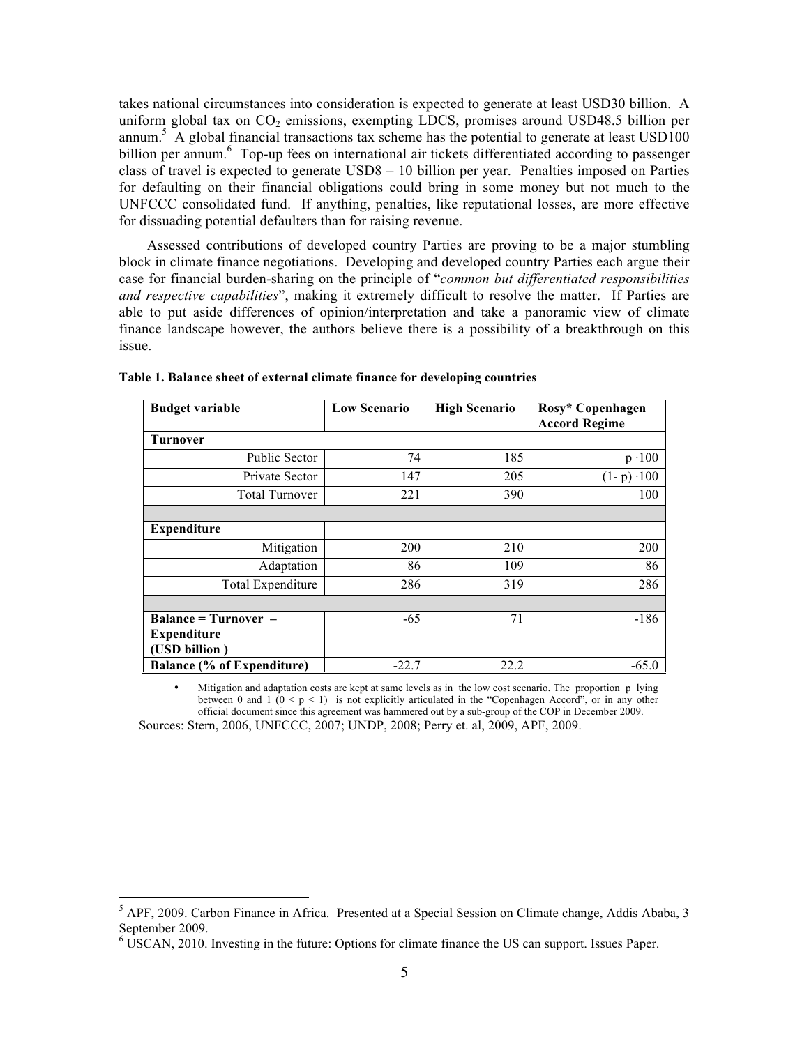takes national circumstances into consideration is expected to generate at least USD30 billion. A uniform global tax on $CO_2$ emissions, exempting LDCS, promises around USD48.5 billion per annum.[5] A global financial transactions tax scheme has the potential to generate at least USD100 billion per annum.[6] Top-up fees on international air tickets differentiated according to passenger class of travel is expected to generate USD8 – 10 billion per year. Penalties imposed on Parties for defaulting on their financial obligations could bring in some money but not much to the UNFCCC consolidated fund. If anything, penalties, like reputational losses, are more effective for dissuading potential defaulters than for raising revenue.

Assessed contributions of developed country Parties are proving to be a major stumbling block in climate finance negotiations. Developing and developed country Parties each argue their case for financial burden-sharing on the principle of "*common but differentiated responsibilities and respective capabilities*", making it extremely difficult to resolve the matter. If Parties are able to put aside differences of opinion/interpretation and take a panoramic view of climate finance landscape however, the authors believe there is a possibility of a breakthrough on this issue.

**Table 1. Balance sheet of external climate finance for developing countries**

| **Budget variable** | **Low Scenario** | **High Scenario** | **Rosy\* Copenhagen Accord Regime** |
|---|---|---|---|
| **Turnover** | | | |
| Public Sector | 74 | 185 | $p \cdot 100$ |
| Private Sector | 147 | 205 | $(1-p) \cdot 100$ |
| Total Turnover | 221 | 390 | 100 |
| | | | |
| **Expenditure** | | | |
| Mitigation | 200 | 210 | 200 |
| Adaptation | 86 | 109 | 86 |
| Total Expenditure | 286 | 319 | 286 |
| | | | |
| **Balance = Turnover – Expenditure (USD billion )** | -65 | 71 | -186 |
| **Balance (% of Expenditure)** | -22.7 | 22.2 | -65.0 |

- Mitigation and adaptation costs are kept at same levels as in the low cost scenario. The proportion p lying between 0 and 1 ($0 < p < 1$) is not explicitly articulated in the "Copenhagen Accord", or in any other official document since this agreement was hammered out by a sub-group of the COP in December 2009.

Sources: Stern, 2006, UNFCCC, 2007; UNDP, 2008; Perry et. al, 2009, APF, 2009.

---

[5] APF, 2009. Carbon Finance in Africa. Presented at a Special Session on Climate change, Addis Ababa, 3 September 2009.

[6] USCAN, 2010. Investing in the future: Options for climate finance the US can support. Issues Paper.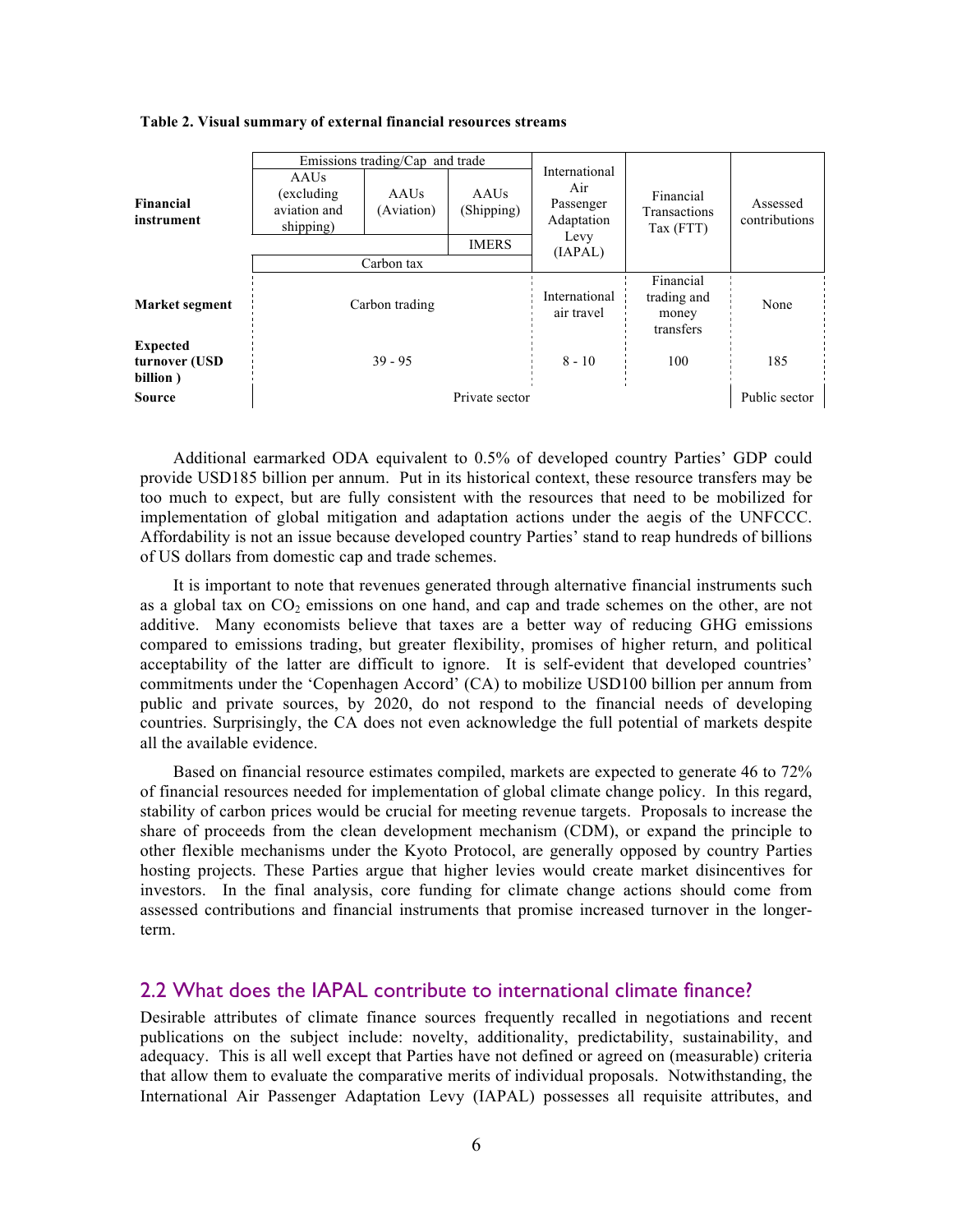**Table 2. Visual summary of external financial resources streams**

| | Emissions trading/Cap and trade | | | International Air Passenger Adaptation Levy (IAPAL) | Financial Transactions Tax (FTT) | Assessed contributions |
|---|---|---|---|---|---|---|
| **Financial instrument** | AAUs (excluding aviation and shipping) | AAUs (Aviation) | AAUs (Shipping) | | | |
| | | | IMERS | | | |
| | Carbon tax | | | | | |
| **Market segment** | Carbon trading | | | International air travel | Financial trading and money transfers | None |
| **Expected turnover (USD billion )** | 39 - 95 | | | 8 - 10 | 100 | 185 |
| **Source** | Private sector | | | | | Public sector |

Additional earmarked ODA equivalent to 0.5% of developed country Parties' GDP could provide USD185 billion per annum. Put in its historical context, these resource transfers may be too much to expect, but are fully consistent with the resources that need to be mobilized for implementation of global mitigation and adaptation actions under the aegis of the UNFCCC. Affordability is not an issue because developed country Parties' stand to reap hundreds of billions of US dollars from domestic cap and trade schemes.

It is important to note that revenues generated through alternative financial instruments such as a global tax on $CO_2$ emissions on one hand, and cap and trade schemes on the other, are not additive. Many economists believe that taxes are a better way of reducing GHG emissions compared to emissions trading, but greater flexibility, promises of higher return, and political acceptability of the latter are difficult to ignore. It is self-evident that developed countries' commitments under the 'Copenhagen Accord' (CA) to mobilize USD100 billion per annum from public and private sources, by 2020, do not respond to the financial needs of developing countries. Surprisingly, the CA does not even acknowledge the full potential of markets despite all the available evidence.

Based on financial resource estimates compiled, markets are expected to generate 46 to 72% of financial resources needed for implementation of global climate change policy. In this regard, stability of carbon prices would be crucial for meeting revenue targets. Proposals to increase the share of proceeds from the clean development mechanism (CDM), or expand the principle to other flexible mechanisms under the Kyoto Protocol, are generally opposed by country Parties hosting projects. These Parties argue that higher levies would create market disincentives for investors. In the final analysis, core funding for climate change actions should come from assessed contributions and financial instruments that promise increased turnover in the longer-term.

## 2.2 What does the IAPAL contribute to international climate finance?

Desirable attributes of climate finance sources frequently recalled in negotiations and recent publications on the subject include: novelty, additionality, predictability, sustainability, and adequacy. This is all well except that Parties have not defined or agreed on (measurable) criteria that allow them to evaluate the comparative merits of individual proposals. Notwithstanding, the International Air Passenger Adaptation Levy (IAPAL) possesses all requisite attributes, and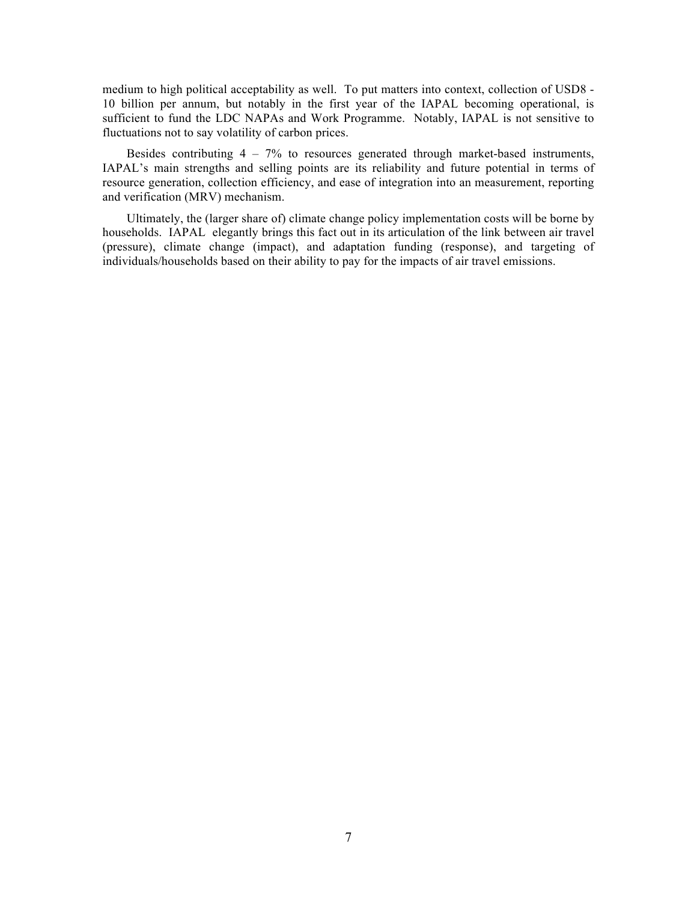medium to high political acceptability as well. To put matters into context, collection of USD8 - 10 billion per annum, but notably in the first year of the IAPAL becoming operational, is sufficient to fund the LDC NAPAs and Work Programme. Notably, IAPAL is not sensitive to fluctuations not to say volatility of carbon prices.

Besides contributing 4 – 7% to resources generated through market-based instruments, IAPAL's main strengths and selling points are its reliability and future potential in terms of resource generation, collection efficiency, and ease of integration into an measurement, reporting and verification (MRV) mechanism.

Ultimately, the (larger share of) climate change policy implementation costs will be borne by households. IAPAL elegantly brings this fact out in its articulation of the link between air travel (pressure), climate change (impact), and adaptation funding (response), and targeting of individuals/households based on their ability to pay for the impacts of air travel emissions.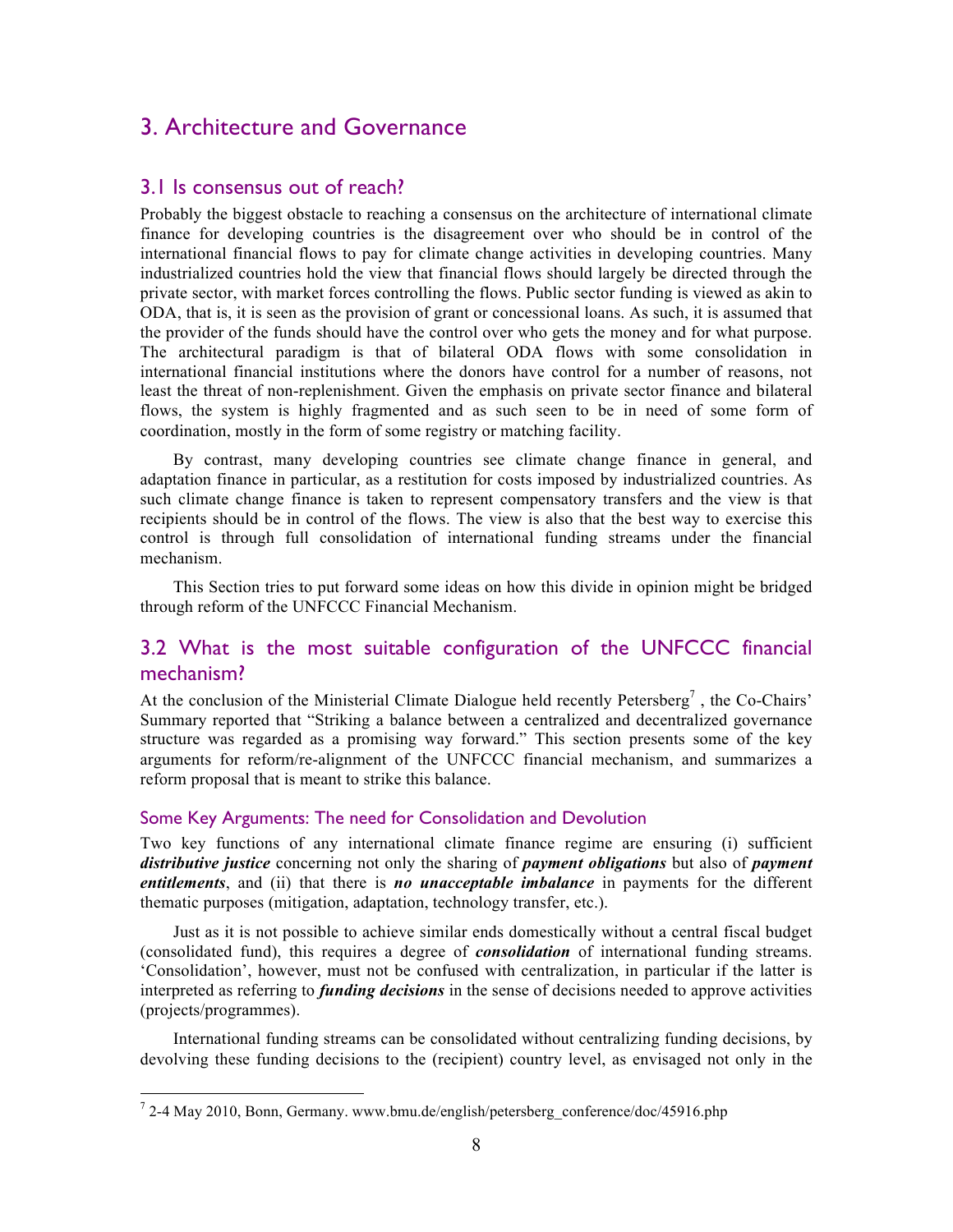## 3. Architecture and Governance

### 3.1 Is consensus out of reach?

Probably the biggest obstacle to reaching a consensus on the architecture of international climate finance for developing countries is the disagreement over who should be in control of the international financial flows to pay for climate change activities in developing countries. Many industrialized countries hold the view that financial flows should largely be directed through the private sector, with market forces controlling the flows. Public sector funding is viewed as akin to ODA, that is, it is seen as the provision of grant or concessional loans. As such, it is assumed that the provider of the funds should have the control over who gets the money and for what purpose. The architectural paradigm is that of bilateral ODA flows with some consolidation in international financial institutions where the donors have control for a number of reasons, not least the threat of non-replenishment. Given the emphasis on private sector finance and bilateral flows, the system is highly fragmented and as such seen to be in need of some form of coordination, mostly in the form of some registry or matching facility.

By contrast, many developing countries see climate change finance in general, and adaptation finance in particular, as a restitution for costs imposed by industrialized countries. As such climate change finance is taken to represent compensatory transfers and the view is that recipients should be in control of the flows. The view is also that the best way to exercise this control is through full consolidation of international funding streams under the financial mechanism.

This Section tries to put forward some ideas on how this divide in opinion might be bridged through reform of the UNFCCC Financial Mechanism.

### 3.2 What is the most suitable configuration of the UNFCCC financial mechanism?

At the conclusion of the Ministerial Climate Dialogue held recently Petersberg[7] , the Co-Chairs' Summary reported that "Striking a balance between a centralized and decentralized governance structure was regarded as a promising way forward." This section presents some of the key arguments for reform/re-alignment of the UNFCCC financial mechanism, and summarizes a reform proposal that is meant to strike this balance.

#### Some Key Arguments: The need for Consolidation and Devolution

Two key functions of any international climate finance regime are ensuring (i) sufficient ***distributive justice*** concerning not only the sharing of ***payment obligations*** but also of ***payment entitlements***, and (ii) that there is ***no unacceptable imbalance*** in payments for the different thematic purposes (mitigation, adaptation, technology transfer, etc.).

Just as it is not possible to achieve similar ends domestically without a central fiscal budget (consolidated fund), this requires a degree of ***consolidation*** of international funding streams. 'Consolidation', however, must not be confused with centralization, in particular if the latter is interpreted as referring to ***funding decisions*** in the sense of decisions needed to approve activities (projects/programmes).

International funding streams can be consolidated without centralizing funding decisions, by devolving these funding decisions to the (recipient) country level, as envisaged not only in the

[7] 2-4 May 2010, Bonn, Germany. www.bmu.de/english/petersberg_conference/doc/45916.php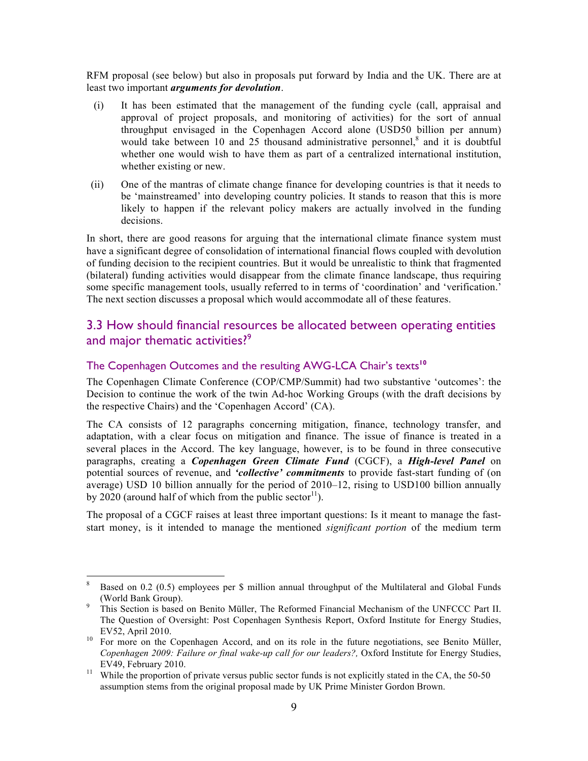RFM proposal (see below) but also in proposals put forward by India and the UK. There are at least two important ***arguments for devolution***.

(i) It has been estimated that the management of the funding cycle (call, appraisal and approval of project proposals, and monitoring of activities) for the sort of annual throughput envisaged in the Copenhagen Accord alone (USD50 billion per annum) would take between 10 and 25 thousand administrative personnel,[8] and it is doubtful whether one would wish to have them as part of a centralized international institution, whether existing or new.

(ii) One of the mantras of climate change finance for developing countries is that it needs to be 'mainstreamed' into developing country policies. It stands to reason that this is more likely to happen if the relevant policy makers are actually involved in the funding decisions.

In short, there are good reasons for arguing that the international climate finance system must have a significant degree of consolidation of international financial flows coupled with devolution of funding decision to the recipient countries. But it would be unrealistic to think that fragmented (bilateral) funding activities would disappear from the climate finance landscape, thus requiring some specific management tools, usually referred to in terms of 'coordination' and 'verification.' The next section discusses a proposal which would accommodate all of these features.

## 3.3 How should financial resources be allocated between operating entities and major thematic activities?[9]

### The Copenhagen Outcomes and the resulting AWG-LCA Chair's texts[10]

The Copenhagen Climate Conference (COP/CMP/Summit) had two substantive 'outcomes': the Decision to continue the work of the twin Ad-hoc Working Groups (with the draft decisions by the respective Chairs) and the 'Copenhagen Accord' (CA).

The CA consists of 12 paragraphs concerning mitigation, finance, technology transfer, and adaptation, with a clear focus on mitigation and finance. The issue of finance is treated in a several places in the Accord. The key language, however, is to be found in three consecutive paragraphs, creating a ***Copenhagen Green Climate Fund*** (CGCF), a ***High-level Panel*** on potential sources of revenue, and ***'collective' commitments*** to provide fast-start funding of (on average) USD 10 billion annually for the period of 2010–12, rising to USD100 billion annually by 2020 (around half of which from the public sector[11]).

The proposal of a CGCF raises at least three important questions: Is it meant to manage the fast-start money, is it intended to manage the mentioned *significant portion* of the medium term

---

[8] Based on 0.2 (0.5) employees per $ million annual throughput of the Multilateral and Global Funds (World Bank Group).

[9] This Section is based on Benito Müller, The Reformed Financial Mechanism of the UNFCCC Part II. The Question of Oversight: Post Copenhagen Synthesis Report, Oxford Institute for Energy Studies, EV52, April 2010.

[10] For more on the Copenhagen Accord, and on its role in the future negotiations, see Benito Müller, *Copenhagen 2009: Failure or final wake-up call for our leaders?,* Oxford Institute for Energy Studies, EV49, February 2010.

[11] While the proportion of private versus public sector funds is not explicitly stated in the CA, the 50-50 assumption stems from the original proposal made by UK Prime Minister Gordon Brown.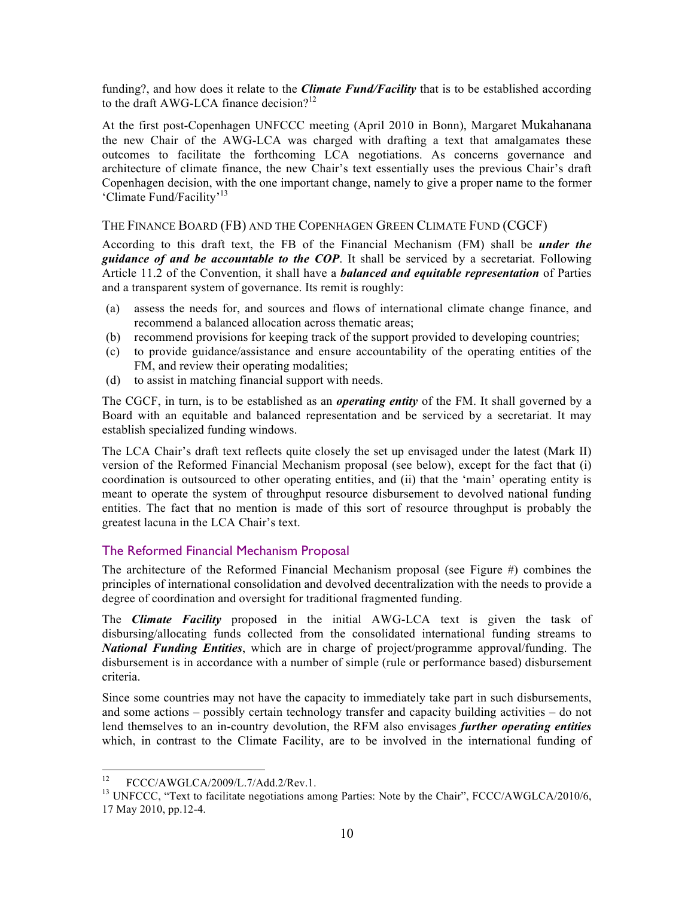funding?, and how does it relate to the ***Climate Fund/Facility*** that is to be established according to the draft AWG-LCA finance decision?[12]

At the first post-Copenhagen UNFCCC meeting (April 2010 in Bonn), Margaret Mukahanana the new Chair of the AWG-LCA was charged with drafting a text that amalgamates these outcomes to facilitate the forthcoming LCA negotiations. As concerns governance and architecture of climate finance, the new Chair's text essentially uses the previous Chair's draft Copenhagen decision, with the one important change, namely to give a proper name to the former 'Climate Fund/Facility'[13]

### THE FINANCE BOARD (FB) AND THE COPENHAGEN GREEN CLIMATE FUND (CGCF)

According to this draft text, the FB of the Financial Mechanism (FM) shall be ***under the guidance of and be accountable to the COP***. It shall be serviced by a secretariat. Following Article 11.2 of the Convention, it shall have a ***balanced and equitable representation*** of Parties and a transparent system of governance. Its remit is roughly:

(a) assess the needs for, and sources and flows of international climate change finance, and recommend a balanced allocation across thematic areas;
(b) recommend provisions for keeping track of the support provided to developing countries;
(c) to provide guidance/assistance and ensure accountability of the operating entities of the FM, and review their operating modalities;
(d) to assist in matching financial support with needs.

The CGCF, in turn, is to be established as an ***operating entity*** of the FM. It shall governed by a Board with an equitable and balanced representation and be serviced by a secretariat. It may establish specialized funding windows.

The LCA Chair's draft text reflects quite closely the set up envisaged under the latest (Mark II) version of the Reformed Financial Mechanism proposal (see below), except for the fact that (i) coordination is outsourced to other operating entities, and (ii) that the 'main' operating entity is meant to operate the system of throughput resource disbursement to devolved national funding entities. The fact that no mention is made of this sort of resource throughput is probably the greatest lacuna in the LCA Chair's text.

## The Reformed Financial Mechanism Proposal

The architecture of the Reformed Financial Mechanism proposal (see Figure #) combines the principles of international consolidation and devolved decentralization with the needs to provide a degree of coordination and oversight for traditional fragmented funding.

The ***Climate Facility*** proposed in the initial AWG-LCA text is given the task of disbursing/allocating funds collected from the consolidated international funding streams to ***National Funding Entities***, which are in charge of project/programme approval/funding. The disbursement is in accordance with a number of simple (rule or performance based) disbursement criteria.

Since some countries may not have the capacity to immediately take part in such disbursements, and some actions – possibly certain technology transfer and capacity building activities – do not lend themselves to an in-country devolution, the RFM also envisages ***further operating entities*** which, in contrast to the Climate Facility, are to be involved in the international funding of

[12] FCCC/AWGLCA/2009/L.7/Add.2/Rev.1.

[13] UNFCCC, "Text to facilitate negotiations among Parties: Note by the Chair", FCCC/AWGLCA/2010/6, 17 May 2010, pp.12-4.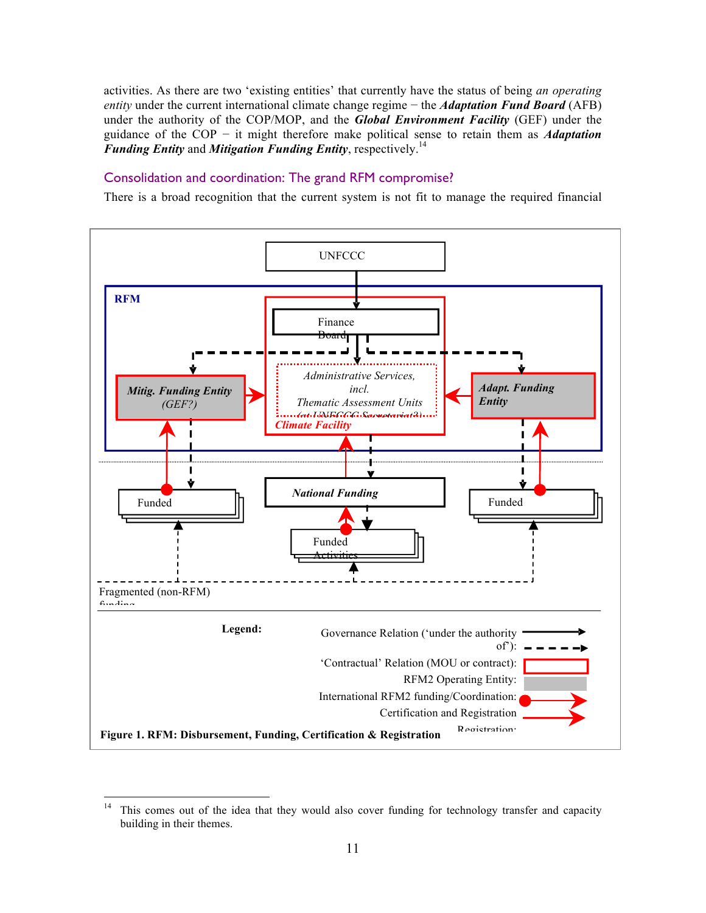activities. As there are two 'existing entities' that currently have the status of being *an operating entity* under the current international climate change regime − the ***Adaptation Fund Board*** (AFB) under the authority of the COP/MOP, and the ***Global Environment Facility*** (GEF) under the guidance of the COP − it might therefore make political sense to retain them as ***Adaptation Funding Entity*** and ***Mitigation Funding Entity***, respectively.[14]

## Consolidation and coordination: The grand RFM compromise?

There is a broad recognition that the current system is not fit to manage the required financial

UNFCCC

RFM

Finance Board

*Mitig. Funding Entity (GEF?)*

*Administrative Services, incl. Thematic Assessment Units (at UNFCCC Secretariat?)*

*Climate Facility*

*Adapt. Funding Entity*

Funded

*National Funding*

Funded

Funded Activities

Fragmented (non-RFM) funding

**Legend:**

Governance Relation ('under the authority of'):

'Contractual' Relation (MOU or contract):

RFM2 Operating Entity:

International RFM2 funding/Coordination:

Certification and Registration

Registration:

**Figure 1. RFM: Disbursement, Funding, Certification & Registration**

---

[14] This comes out of the idea that they would also cover funding for technology transfer and capacity building in their themes.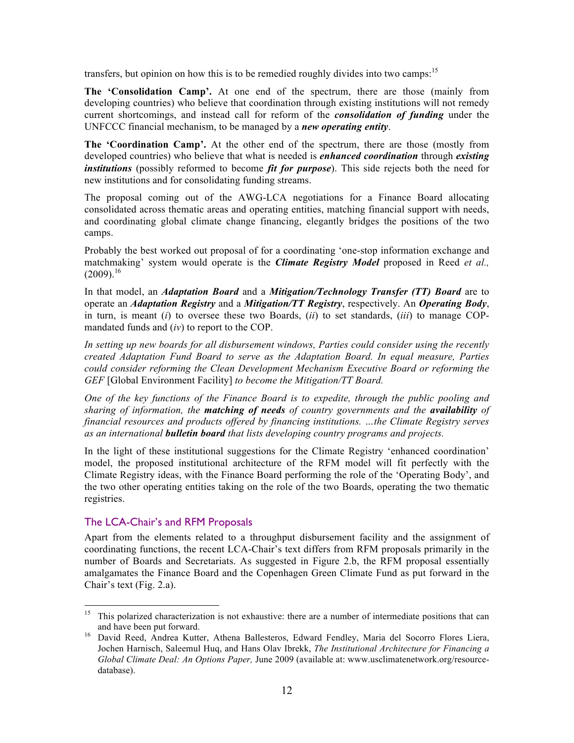transfers, but opinion on how this is to be remedied roughly divides into two camps:[15]

**The 'Consolidation Camp'.** At one end of the spectrum, there are those (mainly from developing countries) who believe that coordination through existing institutions will not remedy current shortcomings, and instead call for reform of the ***consolidation of funding*** under the UNFCCC financial mechanism, to be managed by a ***new operating entity***.

**The 'Coordination Camp'.** At the other end of the spectrum, there are those (mostly from developed countries) who believe that what is needed is ***enhanced coordination*** through ***existing institutions*** (possibly reformed to become ***fit for purpose***). This side rejects both the need for new institutions and for consolidating funding streams.

The proposal coming out of the AWG-LCA negotiations for a Finance Board allocating consolidated across thematic areas and operating entities, matching financial support with needs, and coordinating global climate change financing, elegantly bridges the positions of the two camps.

Probably the best worked out proposal of for a coordinating 'one-stop information exchange and matchmaking' system would operate is the ***Climate Registry Model*** proposed in Reed *et al.,* (2009).[16]

In that model, an ***Adaptation Board*** and a ***Mitigation/Technology Transfer (TT) Board*** are to operate an ***Adaptation Registry*** and a ***Mitigation/TT Registry***, respectively. An ***Operating Body***, in turn, is meant (*i*) to oversee these two Boards, (*ii*) to set standards, (*iii*) to manage COP-mandated funds and (*iv*) to report to the COP.

*In setting up new boards for all disbursement windows, Parties could consider using the recently created Adaptation Fund Board to serve as the Adaptation Board. In equal measure, Parties could consider reforming the Clean Development Mechanism Executive Board or reforming the GEF* [Global Environment Facility] *to become the Mitigation/TT Board.*

*One of the key functions of the Finance Board is to expedite, through the public pooling and sharing of information, the* ***matching of needs*** *of country governments and the* ***availability*** *of financial resources and products offered by financing institutions. …the Climate Registry serves as an international* ***bulletin board*** *that lists developing country programs and projects.*

In the light of these institutional suggestions for the Climate Registry 'enhanced coordination' model, the proposed institutional architecture of the RFM model will fit perfectly with the Climate Registry ideas, with the Finance Board performing the role of the 'Operating Body', and the two other operating entities taking on the role of the two Boards, operating the two thematic registries.

## The LCA-Chair's and RFM Proposals

Apart from the elements related to a throughput disbursement facility and the assignment of coordinating functions, the recent LCA-Chair's text differs from RFM proposals primarily in the number of Boards and Secretariats. As suggested in Figure 2.b, the RFM proposal essentially amalgamates the Finance Board and the Copenhagen Green Climate Fund as put forward in the Chair's text (Fig. 2.a).

---

[15] This polarized characterization is not exhaustive: there are a number of intermediate positions that can and have been put forward.

[16] David Reed, Andrea Kutter, Athena Ballesteros, Edward Fendley, Maria del Socorro Flores Liera, Jochen Harnisch, Saleemul Huq, and Hans Olav Ibrekk, *The Institutional Architecture for Financing a Global Climate Deal: An Options Paper,* June 2009 (available at: www.usclimatenetwork.org/resource-database).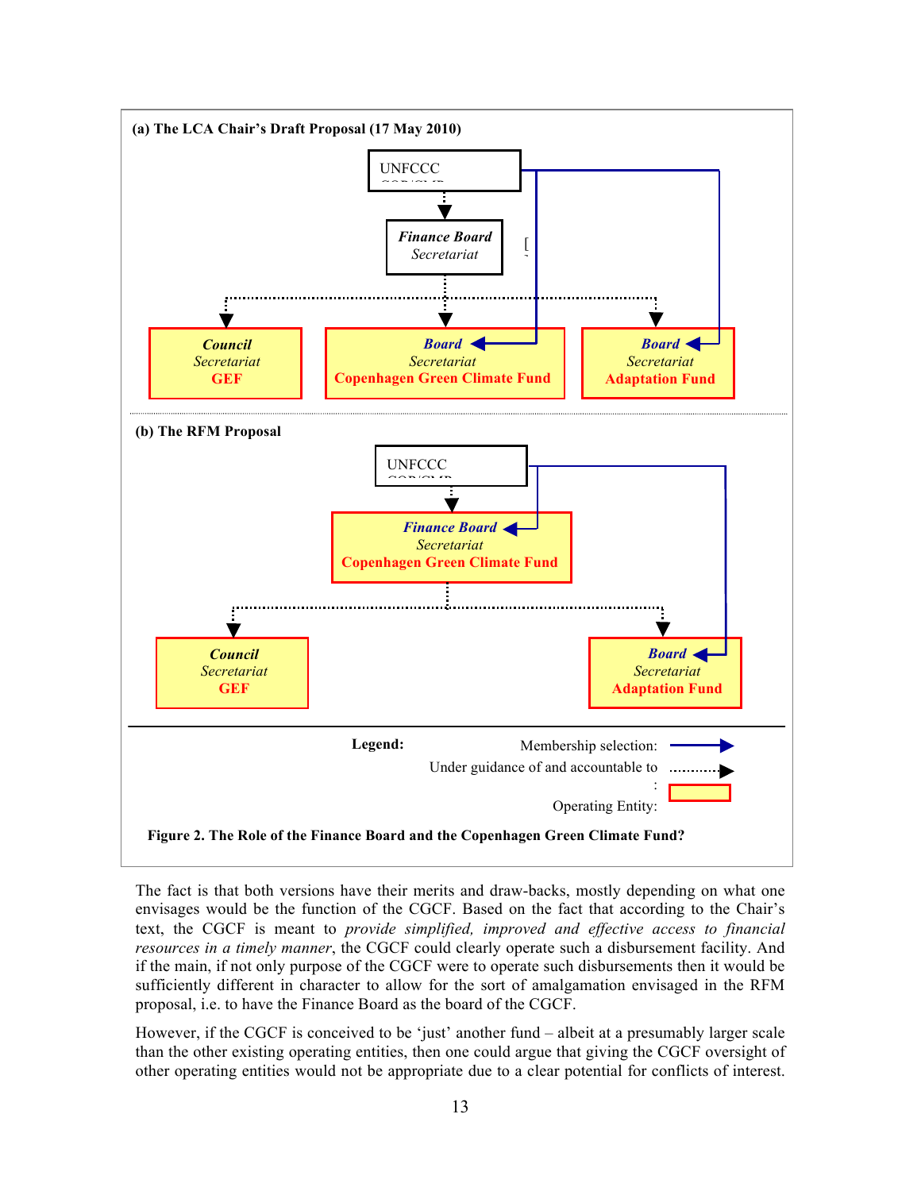**(a) The LCA Chair's Draft Proposal (17 May 2010)**

UNFCCC COP/CMP

*Finance Board*
*Secretariat*

*Council* / *Secretariat* / **GEF**

*Board* / *Secretariat* / **Copenhagen Green Climate Fund**

*Board* / *Secretariat* / **Adaptation Fund**

**(b) The RFM Proposal**

UNFCCC COP/CMP

*Finance Board* / *Secretariat* / **Copenhagen Green Climate Fund**

*Council* / *Secretariat* / **GEF**

*Board* / *Secretariat* / **Adaptation Fund**

**Legend:** Membership selection: (solid arrow); Under guidance of and accountable to: (dotted arrow); Operating Entity: (yellow box)

**Figure 2. The Role of the Finance Board and the Copenhagen Green Climate Fund?**

The fact is that both versions have their merits and draw-backs, mostly depending on what one envisages would be the function of the CGCF. Based on the fact that according to the Chair's text, the CGCF is meant to *provide simplified, improved and effective access to financial resources in a timely manner*, the CGCF could clearly operate such a disbursement facility. And if the main, if not only purpose of the CGCF were to operate such disbursements then it would be sufficiently different in character to allow for the sort of amalgamation envisaged in the RFM proposal, i.e. to have the Finance Board as the board of the CGCF.

However, if the CGCF is conceived to be 'just' another fund – albeit at a presumably larger scale than the other existing operating entities, then one could argue that giving the CGCF oversight of other operating entities would not be appropriate due to a clear potential for conflicts of interest.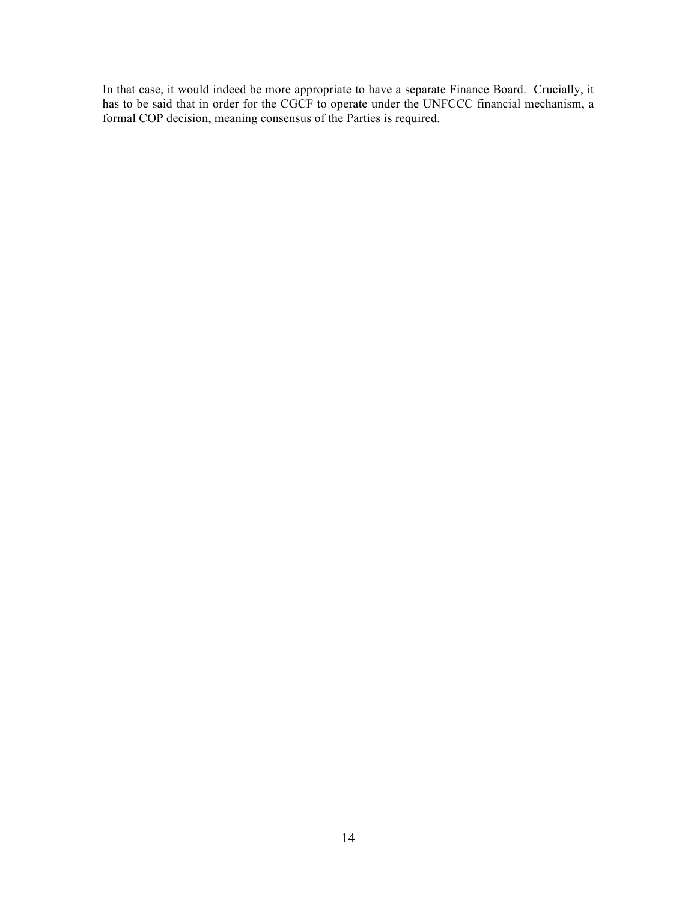In that case, it would indeed be more appropriate to have a separate Finance Board. Crucially, it has to be said that in order for the CGCF to operate under the UNFCCC financial mechanism, a formal COP decision, meaning consensus of the Parties is required.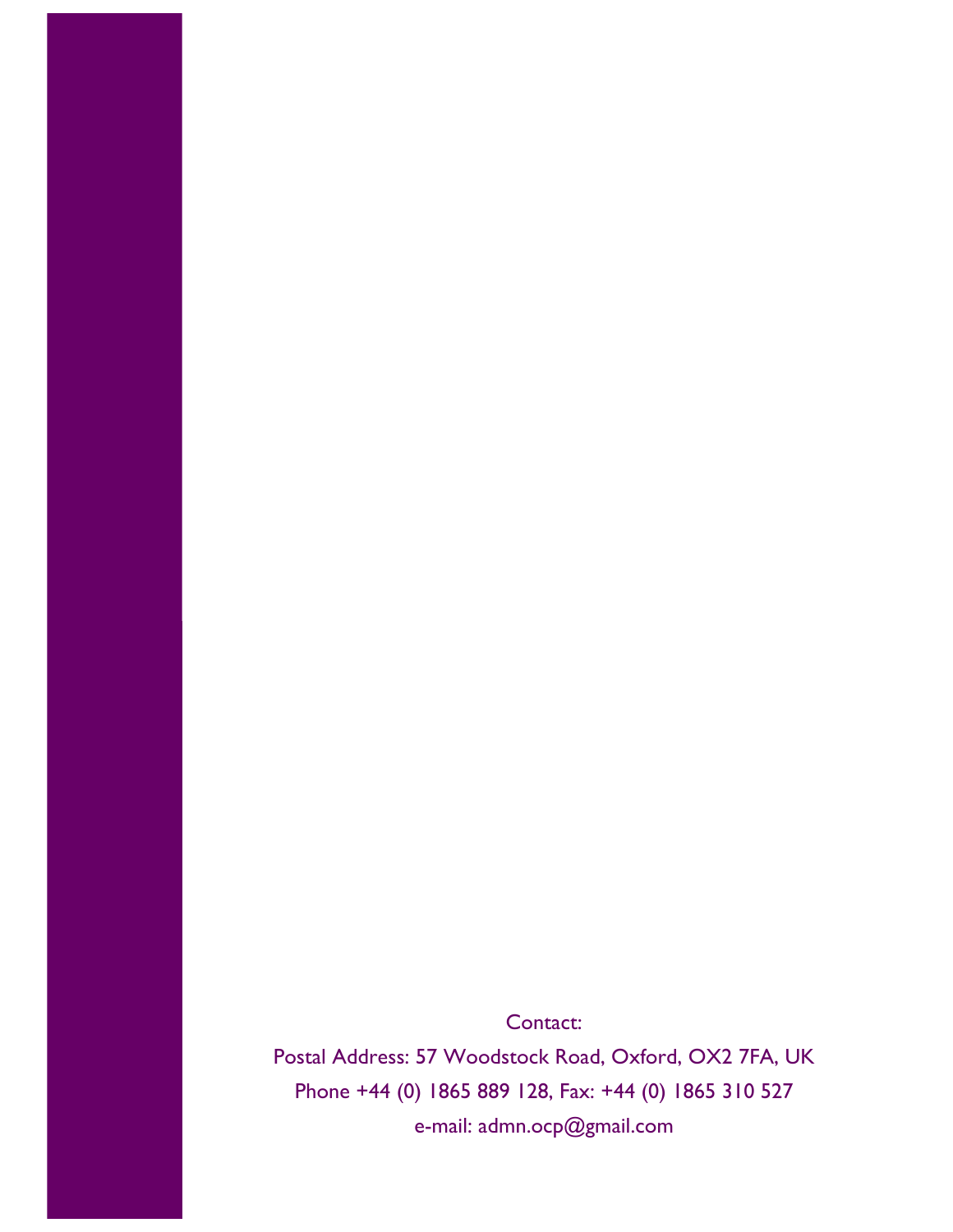Contact:

Postal Address: 57 Woodstock Road, Oxford, OX2 7FA, UK

Phone +44 (0) 1865 889 128, Fax: +44 (0) 1865 310 527

e-mail: admn.ocp@gmail.com